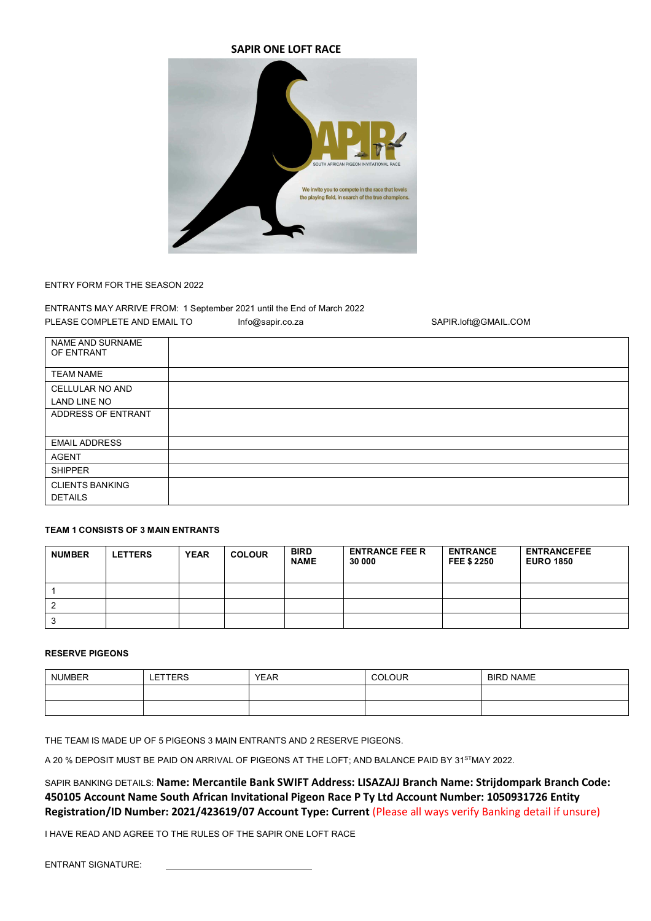# SAPIR ONE LOFT RACE

ENTRY FORM FOR THE SEASON 2022

ENTRANTS MAY ARRIVE FROM: 1 September 2021 until the End of March 2022

PLEASE COMPLETE AND EMAIL TO Info@sapir.co.za SAPIR.loft@GMAIL.COM

| NAME AND SURNAME OF ENTRANT | |
|---|---|
| TEAM NAME | |
| CELLULAR NO AND LAND LINE NO | |
| ADDRESS OF ENTRANT | |
| EMAIL ADDRESS | |
| AGENT | |
| SHIPPER | |
| CLIENTS BANKING DETAILS | |

**TEAM 1 CONSISTS OF 3 MAIN ENTRANTS**

| NUMBER | LETTERS | YEAR | COLOUR | BIRD NAME | ENTRANCE FEE R 30 000 | ENTRANCE FEE $ 2250 | ENTRANCEFEE EURO 1850 |
|---|---|---|---|---|---|---|---|
| 1 | | | | | | | |
| 2 | | | | | | | |
| 3 | | | | | | | |

**RESERVE PIGEONS**

| NUMBER | LETTERS | YEAR | COLOUR | BIRD NAME |
|---|---|---|---|---|
| | | | | |
| | | | | |

THE TEAM IS MADE UP OF 5 PIGEONS 3 MAIN ENTRANTS AND 2 RESERVE PIGEONS.

A 20 % DEPOSIT MUST BE PAID ON ARRIVAL OF PIGEONS AT THE LOFT; AND BALANCE PAID BY 31ST MAY 2022.

SAPIR BANKING DETAILS: **Name: Mercantile Bank SWIFT Address: LISAZAJJ Branch Name: Strijdompark Branch Code: 450105 Account Name South African Invitational Pigeon Race P Ty Ltd Account Number: 1050931726 Entity Registration/ID Number: 2021/423619/07 Account Type: Current** (Please all ways verify Banking detail if unsure)

I HAVE READ AND AGREE TO THE RULES OF THE SAPIR ONE LOFT RACE

ENTRANT SIGNATURE: ______________________________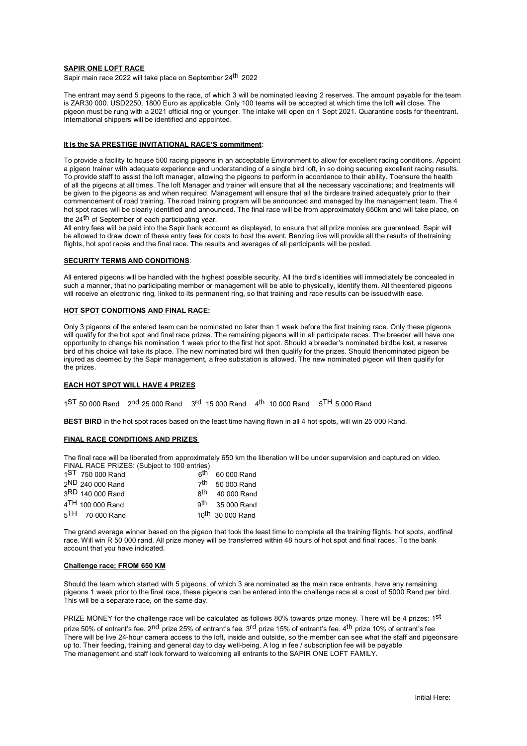**SAPIR ONE LOFT RACE**

Sapir main race 2022 will take place on September 24th 2022

The entrant may send 5 pigeons to the race, of which 3 will be nominated leaving 2 reserves. The amount payable for the team is ZAR30 000. USD2250, 1800 Euro as applicable. Only 100 teams will be accepted at which time the loft will close. The pigeon must be rung with a 2021 official ring or younger. The intake will open on 1 Sept 2021. Quarantine costs for theentrant. International shippers will be identified and appointed.

**It is the SA PRESTIGE INVITATIONAL RACE'S commitment**:

To provide a facility to house 500 racing pigeons in an acceptable Environment to allow for excellent racing conditions. Appoint a pigeon trainer with adequate experience and understanding of a single bird loft, in so doing securing excellent racing results. To provide staff to assist the loft manager, allowing the pigeons to perform in accordance to their ability. Toensure the health of all the pigeons at all times. The loft Manager and trainer will ensure that all the necessary vaccinations; and treatments will be given to the pigeons as and when required. Management will ensure that all the birdsare trained adequately prior to their commencement of road training. The road training program will be announced and managed by the management team. The 4 hot spot races will be clearly identified and announced. The final race will be from approximately 650km and will take place, on the 24th of September of each participating year.

All entry fees will be paid into the Sapir bank account as displayed, to ensure that all prize monies are guaranteed. Sapir will be allowed to draw down of these entry fees for costs to host the event. Benzing live will provide all the results of thetraining flights, hot spot races and the final race. The results and averages of all participants will be posted.

**SECURITY TERMS AND CONDITIONS**:

All entered pigeons will be handled with the highest possible security. All the bird's identities will immediately be concealed in such a manner, that no participating member or management will be able to physically, identify them. All theentered pigeons will receive an electronic ring, linked to its permanent ring, so that training and race results can be issuedwith ease.

**HOT SPOT CONDITIONS AND FINAL RACE:**

Only 3 pigeons of the entered team can be nominated no later than 1 week before the first training race. Only these pigeons will qualify for the hot spot and final race prizes. The remaining pigeons will in all participate races. The breeder will have one opportunity to change his nomination 1 week prior to the first hot spot. Should a breeder's nominated birdbe lost, a reserve bird of his choice will take its place. The new nominated bird will then qualify for the prizes. Should thenominated pigeon be injured as deemed by the Sapir management, a free substation is allowed. The new nominated pigeon will then qualify for the prizes.

**EACH HOT SPOT WILL HAVE 4 PRIZES**

1ST 50 000 Rand  2nd 25 000 Rand  3rd 15 000 Rand  4th 10 000 Rand  5TH 5 000 Rand

**BEST BIRD** in the hot spot races based on the least time having flown in all 4 hot spots, will win 25 000 Rand.

**FINAL RACE CONDITIONS AND PRIZES**

The final race will be liberated from approximately 650 km the liberation will be under supervision and captured on video.
FINAL RACE PRIZES: (Subject to 100 entries)

| | |
|---|---|
| 1ST 750 000 Rand | 6th 60 000 Rand |
| 2ND 240 000 Rand | 7th 50 000 Rand |
| 3RD 140 000 Rand | 8th 40 000 Rand |
| 4TH 100 000 Rand | 9th 35 000 Rand |
| 5TH 70 000 Rand | 10th 30 000 Rand |

The grand average winner based on the pigeon that took the least time to complete all the training flights, hot spots, andfinal race. Will win R 50 000 rand. All prize money will be transferred within 48 hours of hot spot and final races. To the bank account that you have indicated.

**Challenge race; FROM 650 KM**

Should the team which started with 5 pigeons, of which 3 are nominated as the main race entrants, have any remaining pigeons 1 week prior to the final race, these pigeons can be entered into the challenge race at a cost of 5000 Rand per bird. This will be a separate race, on the same day.

PRIZE MONEY for the challenge race will be calculated as follows 80% towards prize money. There will be 4 prizes: 1st prize 50% of entrant's fee. 2nd prize 25% of entrant's fee. 3rd prize 15% of entrant's fee. 4th prize 10% of entrant's fee
There will be live 24-hour camera access to the loft, inside and outside, so the member can see what the staff and pigeonsare up to. Their feeding, training and general day to day well-being. A log in fee / subscription fee will be payable
The management and staff look forward to welcoming all entrants to the SAPIR ONE LOFT FAMILY.

Initial Here: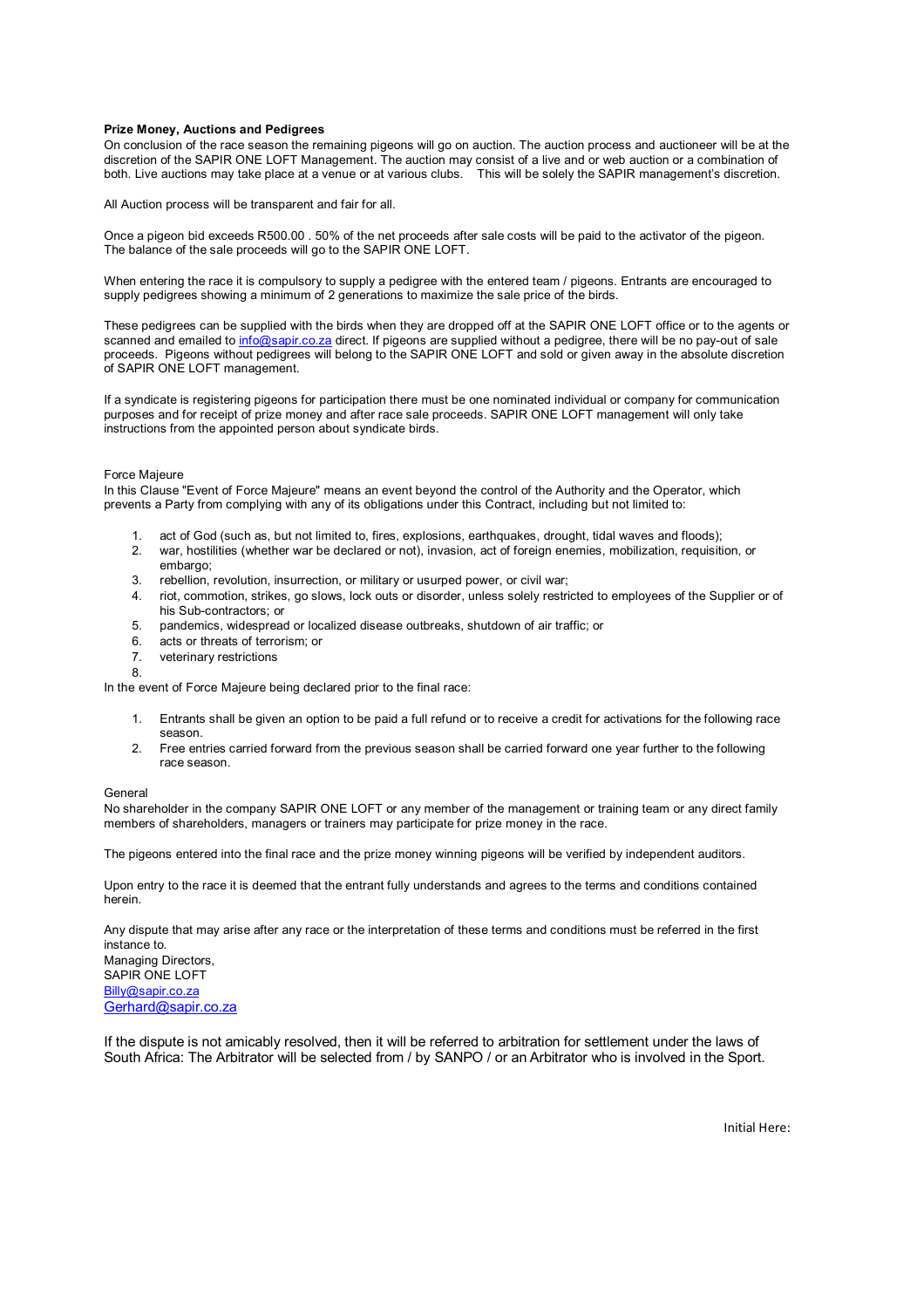**Prize Money, Auctions and Pedigrees**

On conclusion of the race season the remaining pigeons will go on auction. The auction process and auctioneer will be at the discretion of the SAPIR ONE LOFT Management. The auction may consist of a live and or web auction or a combination of both. Live auctions may take place at a venue or at various clubs. This will be solely the SAPIR management's discretion.

All Auction process will be transparent and fair for all.

Once a pigeon bid exceeds R500.00 . 50% of the net proceeds after sale costs will be paid to the activator of the pigeon. The balance of the sale proceeds will go to the SAPIR ONE LOFT.

When entering the race it is compulsory to supply a pedigree with the entered team / pigeons. Entrants are encouraged to supply pedigrees showing a minimum of 2 generations to maximize the sale price of the birds.

These pedigrees can be supplied with the birds when they are dropped off at the SAPIR ONE LOFT office or to the agents or scanned and emailed to info@sapir.co.za direct. If pigeons are supplied without a pedigree, there will be no pay-out of sale proceeds. Pigeons without pedigrees will belong to the SAPIR ONE LOFT and sold or given away in the absolute discretion of SAPIR ONE LOFT management.

If a syndicate is registering pigeons for participation there must be one nominated individual or company for communication purposes and for receipt of prize money and after race sale proceeds. SAPIR ONE LOFT management will only take instructions from the appointed person about syndicate birds.

Force Majeure

In this Clause "Event of Force Majeure" means an event beyond the control of the Authority and the Operator, which prevents a Party from complying with any of its obligations under this Contract, including but not limited to:

1. act of God (such as, but not limited to, fires, explosions, earthquakes, drought, tidal waves and floods);
2. war, hostilities (whether war be declared or not), invasion, act of foreign enemies, mobilization, requisition, or embargo;
3. rebellion, revolution, insurrection, or military or usurped power, or civil war;
4. riot, commotion, strikes, go slows, lock outs or disorder, unless solely restricted to employees of the Supplier or of his Sub-contractors; or
5. pandemics, widespread or localized disease outbreaks, shutdown of air traffic; or
6. acts or threats of terrorism; or
7. veterinary restrictions
8.

In the event of Force Majeure being declared prior to the final race:

1. Entrants shall be given an option to be paid a full refund or to receive a credit for activations for the following race season.
2. Free entries carried forward from the previous season shall be carried forward one year further to the following race season.

General

No shareholder in the company SAPIR ONE LOFT or any member of the management or training team or any direct family members of shareholders, managers or trainers may participate for prize money in the race.

The pigeons entered into the final race and the prize money winning pigeons will be verified by independent auditors.

Upon entry to the race it is deemed that the entrant fully understands and agrees to the terms and conditions contained herein.

Any dispute that may arise after any race or the interpretation of these terms and conditions must be referred in the first instance to.
Managing Directors,
SAPIR ONE LOFT
Billy@sapir.co.za
Gerhard@sapir.co.za

If the dispute is not amicably resolved, then it will be referred to arbitration for settlement under the laws of South Africa: The Arbitrator will be selected from / by SANPO / or an Arbitrator who is involved in the Sport.

Initial Here: